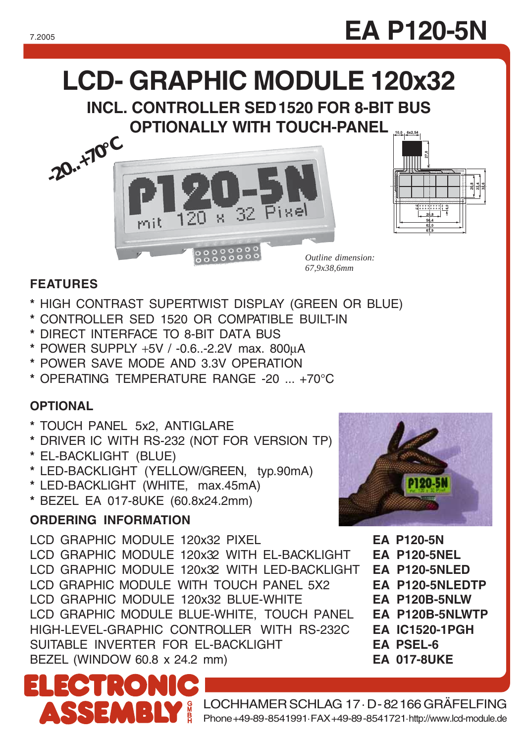7.2005

# EA P120-5N

## LCD- GRAPHIC MODULE 120x32

### INCL. CONTROLLER SED1520 FOR 8-BIT BUS
### OPTIONALLY WITH TOUCH-PANEL

-20..+70°C

*Outline dimension: 67,9x38,6mm*

### FEATURES

- * HIGH CONTRAST SUPERTWIST DISPLAY (GREEN OR BLUE)
- * CONTROLLER SED 1520 OR COMPATIBLE BUILT-IN
- * DIRECT INTERFACE TO 8-BIT DATA BUS
- * POWER SUPPLY +5V / -0.6..-2.2V max. 800µA
- * POWER SAVE MODE AND 3.3V OPERATION
- * OPERATING TEMPERATURE RANGE -20 ... +70°C

### OPTIONAL

- * TOUCH PANEL 5x2, ANTIGLARE
- * DRIVER IC WITH RS-232 (NOT FOR VERSION TP)
- * EL-BACKLIGHT (BLUE)
- * LED-BACKLIGHT (YELLOW/GREEN, typ.90mA)
- * LED-BACKLIGHT (WHITE, max.45mA)
- * BEZEL EA 017-8UKE (60.8x24.2mm)

### ORDERING INFORMATION

| | |
|---|---|
| LCD GRAPHIC MODULE 120x32 PIXEL | **EA P120-5N** |
| LCD GRAPHIC MODULE 120x32 WITH EL-BACKLIGHT | **EA P120-5NEL** |
| LCD GRAPHIC MODULE 120x32 WITH LED-BACKLIGHT | **EA P120-5NLED** |
| LCD GRAPHIC MODULE WITH TOUCH PANEL 5X2 | **EA P120-5NLEDTP** |
| LCD GRAPHIC MODULE 120x32 BLUE-WHITE | **EA P120B-5NLW** |
| LCD GRAPHIC MODULE BLUE-WHITE, TOUCH PANEL | **EA P120B-5NLWTP** |
| HIGH-LEVEL-GRAPHIC CONTROLLER WITH RS-232C | **EA IC1520-1PGH** |
| SUITABLE INVERTER FOR EL-BACKLIGHT | **EA PSEL-6** |
| BEZEL (WINDOW 60.8 x 24.2 mm) | **EA 017-8UKE** |

ELECTRONIC ASSEMBLY GMBH

LOCHHAMER SCHLAG 17 · D-82166 GRÄFELFING
Phone +49-89-8541991 · FAX +49-89-8541721 · http://www.lcd-module.de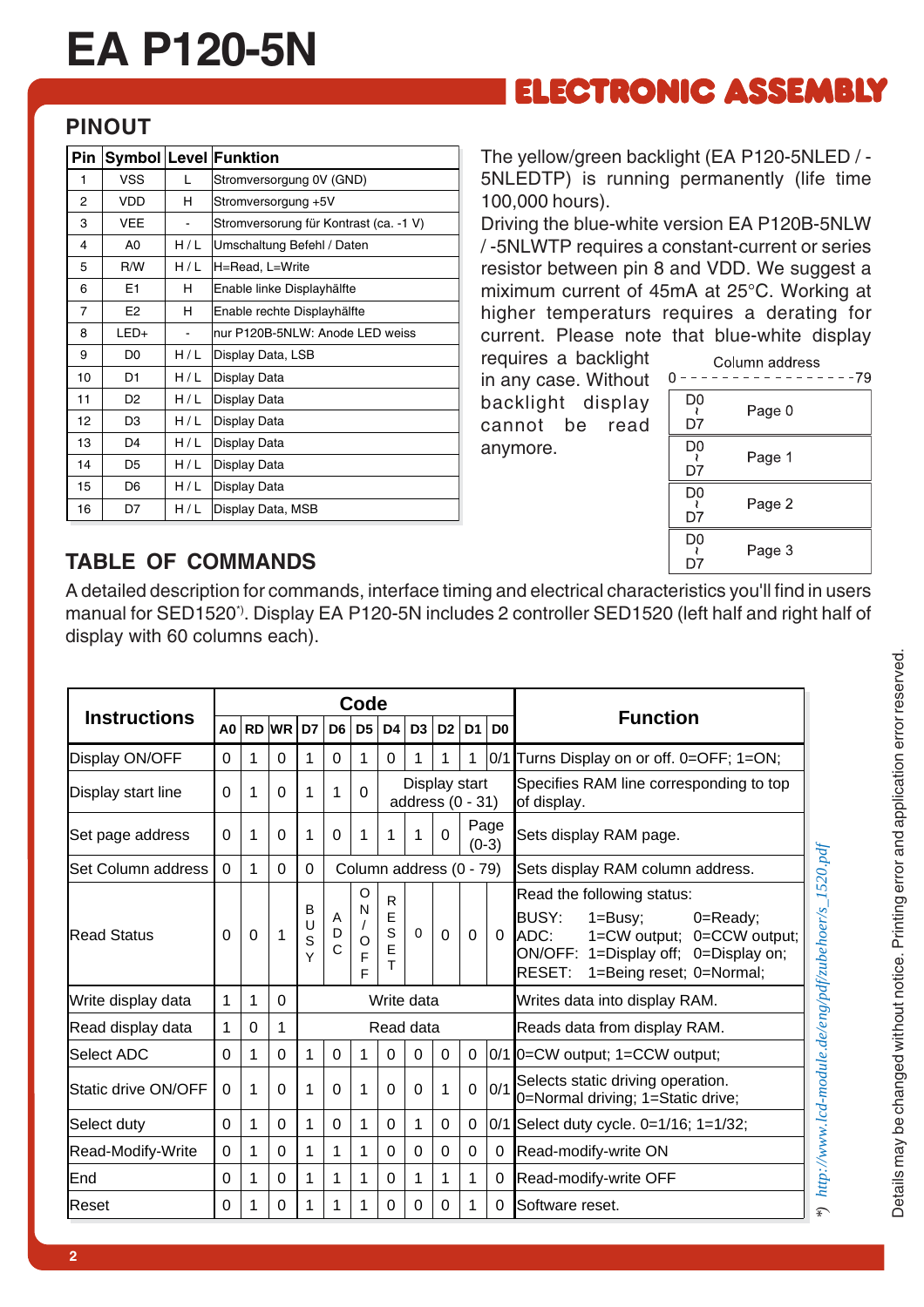# EA P120-5N

**ELECTRONIC ASSEMBLY**

## PINOUT

| Pin | Symbol | Level | Funktion |
|---|---|---|---|
| 1 | VSS | L | Stromversorgung 0V (GND) |
| 2 | VDD | H | Stromversorgung +5V |
| 3 | VEE | - | Stromversorung für Kontrast (ca. -1 V) |
| 4 | A0 | H / L | Umschaltung Befehl / Daten |
| 5 | R/W | H / L | H=Read, L=Write |
| 6 | E1 | H | Enable linke Displayhälfte |
| 7 | E2 | H | Enable rechte Displayhälfte |
| 8 | LED+ | - | nur P120B-5NLW: Anode LED weiss |
| 9 | D0 | H / L | Display Data, LSB |
| 10 | D1 | H / L | Display Data |
| 11 | D2 | H / L | Display Data |
| 12 | D3 | H / L | Display Data |
| 13 | D4 | H / L | Display Data |
| 14 | D5 | H / L | Display Data |
| 15 | D6 | H / L | Display Data |
| 16 | D7 | H / L | Display Data, MSB |

The yellow/green backlight (EA P120-5NLED / -5NLEDTP) is running permanently (life time 100,000 hours).
Driving the blue-white version EA P120B-5NLW / -5NLWTP requires a constant-current or series resistor between pin 8 and VDD. We suggest a miximum current of 45mA at 25°C. Working at higher temperaturs requires a derating for current. Please note that blue-white display requires a backlight in any case. Without backlight display cannot be read anymore.

Column address 0 - - - - - - - - - - - - - - - - -79

| | |
|---|---|
| D0 ~ D7 | Page 0 |
| D0 ~ D7 | Page 1 |
| D0 ~ D7 | Page 2 |
| D0 ~ D7 | Page 3 |

## TABLE OF COMMANDS

A detailed description for commands, interface timing and electrical characteristics you'll find in users manual for SED1520*). Display EA P120-5N includes 2 controller SED1520 (left half and right half of display with 60 columns each).

| Instructions | Code | | | | | | | | | | | Function |
|---|---|---|---|---|---|---|---|---|---|---|---|---|
| | A0 | RD | WR | D7 | D6 | D5 | D4 | D3 | D2 | D1 | D0 | |
| Display ON/OFF | 0 | 1 | 0 | 1 | 0 | 1 | 0 | 1 | 1 | 1 | 0/1 | Turns Display on or off. 0=OFF; 1=ON; |
| Display start line | 0 | 1 | 0 | 1 | 1 | 0 | Display start address (0 - 31) | | | | | Specifies RAM line corresponding to top of display. |
| Set page address | 0 | 1 | 0 | 1 | 0 | 1 | 1 | 1 | 0 | Page (0-3) | | Sets display RAM page. |
| Set Column address | 0 | 1 | 0 | 0 | Column address (0 - 79) | | | | | | | Sets display RAM column address. |
| Read Status | 0 | 0 | 1 | BUSY | ADC | ON/OFF | RESET | 0 | 0 | 0 | 0 | Read the following status:<br>BUSY: 1=Busy; 0=Ready;<br>ADC: 1=CW output; 0=CCW output;<br>ON/OFF: 1=Display off; 0=Display on;<br>RESET: 1=Being reset; 0=Normal; |
| Write display data | 1 | 1 | 0 | Write data | | | | | | | | Writes data into display RAM. |
| Read display data | 1 | 0 | 1 | Read data | | | | | | | | Reads data from display RAM. |
| Select ADC | 0 | 1 | 0 | 1 | 0 | 1 | 0 | 0 | 0 | 0 | 0/1 | 0=CW output; 1=CCW output; |
| Static drive ON/OFF | 0 | 1 | 0 | 1 | 0 | 1 | 0 | 0 | 1 | 0 | 0/1 | Selects static driving operation. 0=Normal driving; 1=Static drive; |
| Select duty | 0 | 1 | 0 | 1 | 0 | 1 | 0 | 1 | 0 | 0 | 0/1 | Select duty cycle. 0=1/16; 1=1/32; |
| Read-Modify-Write | 0 | 1 | 0 | 1 | 1 | 1 | 0 | 0 | 0 | 0 | 0 | Read-modify-write ON |
| End | 0 | 1 | 0 | 1 | 1 | 1 | 0 | 1 | 1 | 1 | 0 | Read-modify-write OFF |
| Reset | 0 | 1 | 0 | 1 | 1 | 1 | 0 | 0 | 0 | 1 | 0 | Software reset. |

*) *http://www.lcd-module.de/eng/pdf/zubehoer/s_1520.pdf*

Details may be changed without notice. Printing error and application error reserved.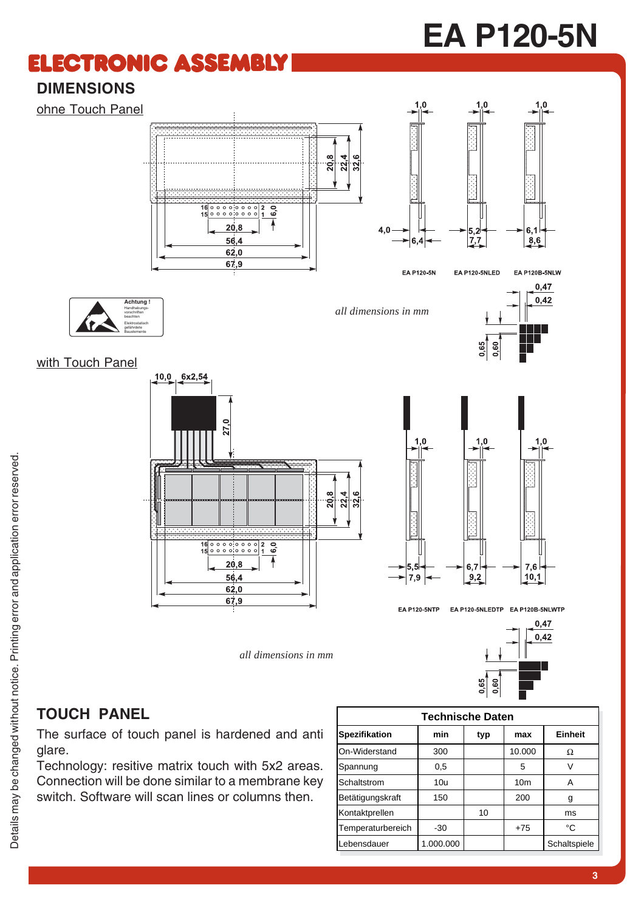# EA P120-5N

ELECTRONIC ASSEMBLY

## DIMENSIONS

ohne Touch Panel

16 15 2 1 6,0 20,8 56,4 62,0 67,9 20,8 22,4 32,6

1,0 1,0 1,0

4,0 6,4 5,2 7,7 6,1 8,6

EA P120-5N EA P120-5NLED EA P120B-5NLW

0,47 0,42 0,65 0,60

Achtung ! Handhabungsvorschriften beachten Elektrostatisch gefährdete Bauelemente

*all dimensions in mm*

with Touch Panel

10,0 6x2,54 27,0

16 15 2 1 6,0 20,8 56,4 62,0 67,9 20,8 22,4 32,6

1,0 1,0 1,0

5,5 7,9 6,7 9,2 7,6 10,1

EA P120-5NTP EA P120-5NLEDTP EA P120B-5NLWTP

0,47 0,42 0,65 0,60

*all dimensions in mm*

## TOUCH PANEL

The surface of touch panel is hardened and anti glare.
Technology: resitive matrix touch with 5x2 areas. Connection will be done similar to a membrane key switch. Software will scan lines or columns then.

| Technische Daten | | | | |
|---|---|---|---|---|
| **Spezifikation** | **min** | **typ** | **max** | **Einheit** |
| On-Widerstand | 300 | | 10.000 | Ω |
| Spannung | 0,5 | | 5 | V |
| Schaltstrom | 10u | | 10m | A |
| Betätigungskraft | 150 | | 200 | g |
| Kontaktprellen | | 10 | | ms |
| Temperaturbereich | -30 | | +75 | °C |
| Lebensdauer | 1.000.000 | | | Schaltspiele |

Details may be changed without notice. Printing error and application error reserved.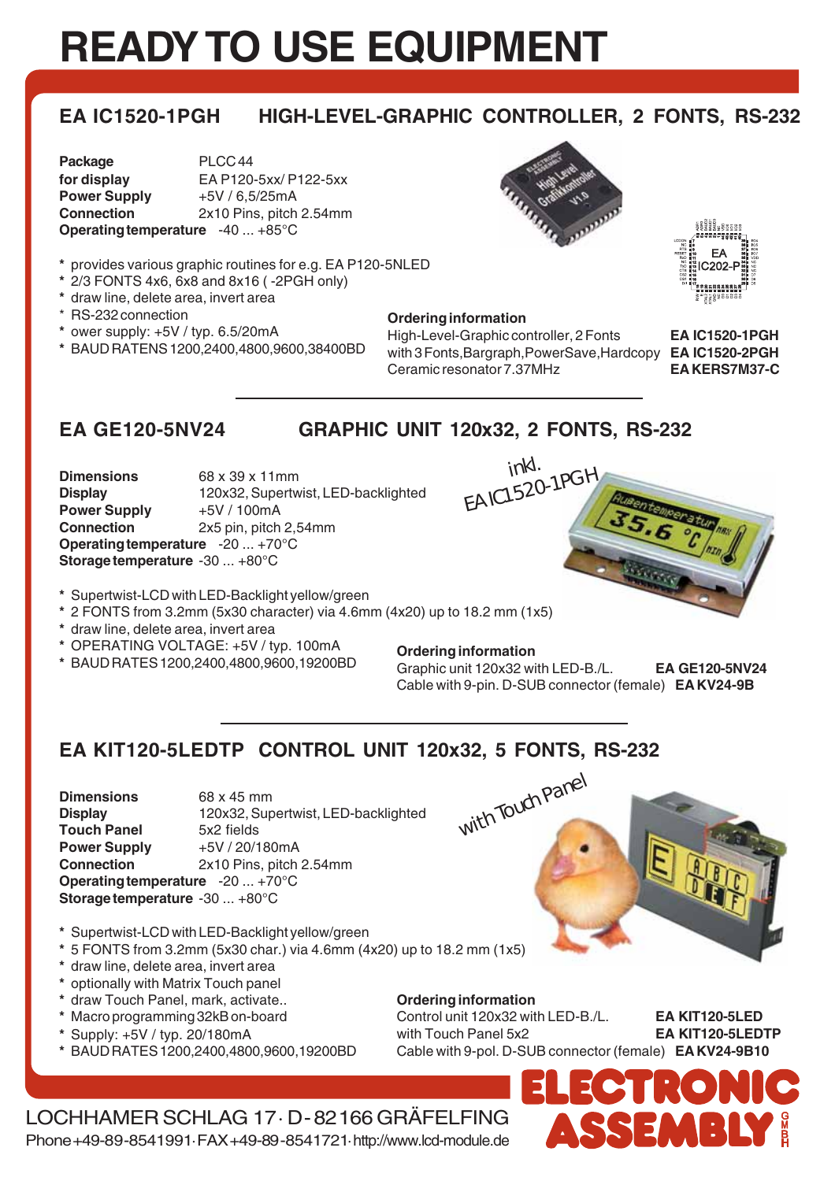# READY TO USE EQUIPMENT

## EA IC1520-1PGH HIGH-LEVEL-GRAPHIC CONTROLLER, 2 FONTS, RS-232

**Package** PLCC 44
**for display** EA P120-5xx/ P122-5xx
**Power Supply** +5V / 6,5/25mA
**Connection** 2x10 Pins, pitch 2.54mm
**Operating temperature** -40 ... +85°C

* provides various graphic routines for e.g. EA P120-5NLED
* 2/3 FONTS 4x6, 6x8 and 8x16 ( -2PGH only)
* draw line, delete area, invert area
* RS-232 connection
* ower supply: +5V / typ. 6.5/20mA
* BAUD RATENS 1200,2400,4800,9600,38400BD

**Ordering information**

| | |
|---|---|
| High-Level-Graphic controller, 2 Fonts | **EA IC1520-1PGH** |
| with 3 Fonts,Bargraph,PowerSave,Hardcopy | **EA IC1520-2PGH** |
| Ceramic resonator 7.37MHz | **EA KERS7M37-C** |

---

## EA GE120-5NV24 GRAPHIC UNIT 120x32, 2 FONTS, RS-232

**Dimensions** 68 x 39 x 11mm
**Display** 120x32, Supertwist, LED-backlighted
**Power Supply** +5V / 100mA
**Connection** 2x5 pin, pitch 2,54mm
**Operating temperature** -20 ... +70°C
**Storage temperature** -30 ... +80°C

inkl. EA IC1520-1PGH

* Supertwist-LCD with LED-Backlight yellow/green
* 2 FONTS from 3.2mm (5x30 character) via 4.6mm (4x20) up to 18.2 mm (1x5)
* draw line, delete area, invert area
* OPERATING VOLTAGE: +5V / typ. 100mA
* BAUD RATES 1200,2400,4800,9600,19200BD

**Ordering information**

| | |
|---|---|
| Graphic unit 120x32 with LED-B./L. | **EA GE120-5NV24** |
| Cable with 9-pin. D-SUB connector (female) | **EA KV24-9B** |

---

## EA KIT120-5LEDTP CONTROL UNIT 120x32, 5 FONTS, RS-232

**Dimensions** 68 x 45 mm
**Display** 120x32, Supertwist, LED-backlighted
**Touch Panel** 5x2 fields
**Power Supply** +5V / 20/180mA
**Connection** 2x10 Pins, pitch 2.54mm
**Operating temperature** -20 ... +70°C
**Storage temperature** -30 ... +80°C

with Touch Panel

* Supertwist-LCD with LED-Backlight yellow/green
* 5 FONTS from 3.2mm (5x30 char.) via 4.6mm (4x20) up to 18.2 mm (1x5)
* draw line, delete area, invert area
* optionally with Matrix Touch panel
* draw Touch Panel, mark, activate..
* Macro programming 32kB on-board
* Supply: +5V / typ. 20/180mA
* BAUD RATES 1200,2400,4800,9600,19200BD

**Ordering information**

| | |
|---|---|
| Control unit 120x32 with LED-B./L. | **EA KIT120-5LED** |
| with Touch Panel 5x2 | **EA KIT120-5LEDTP** |
| Cable with 9-pol. D-SUB connector (female) | **EA KV24-9B10** |

LOCHHAMER SCHLAG 17 · D-82166 GRÄFELFING
Phone +49-89-8541991 · FAX +49-89-8541721 · http://www.lcd-module.de

**ELECTRONIC ASSEMBLY GMBH**